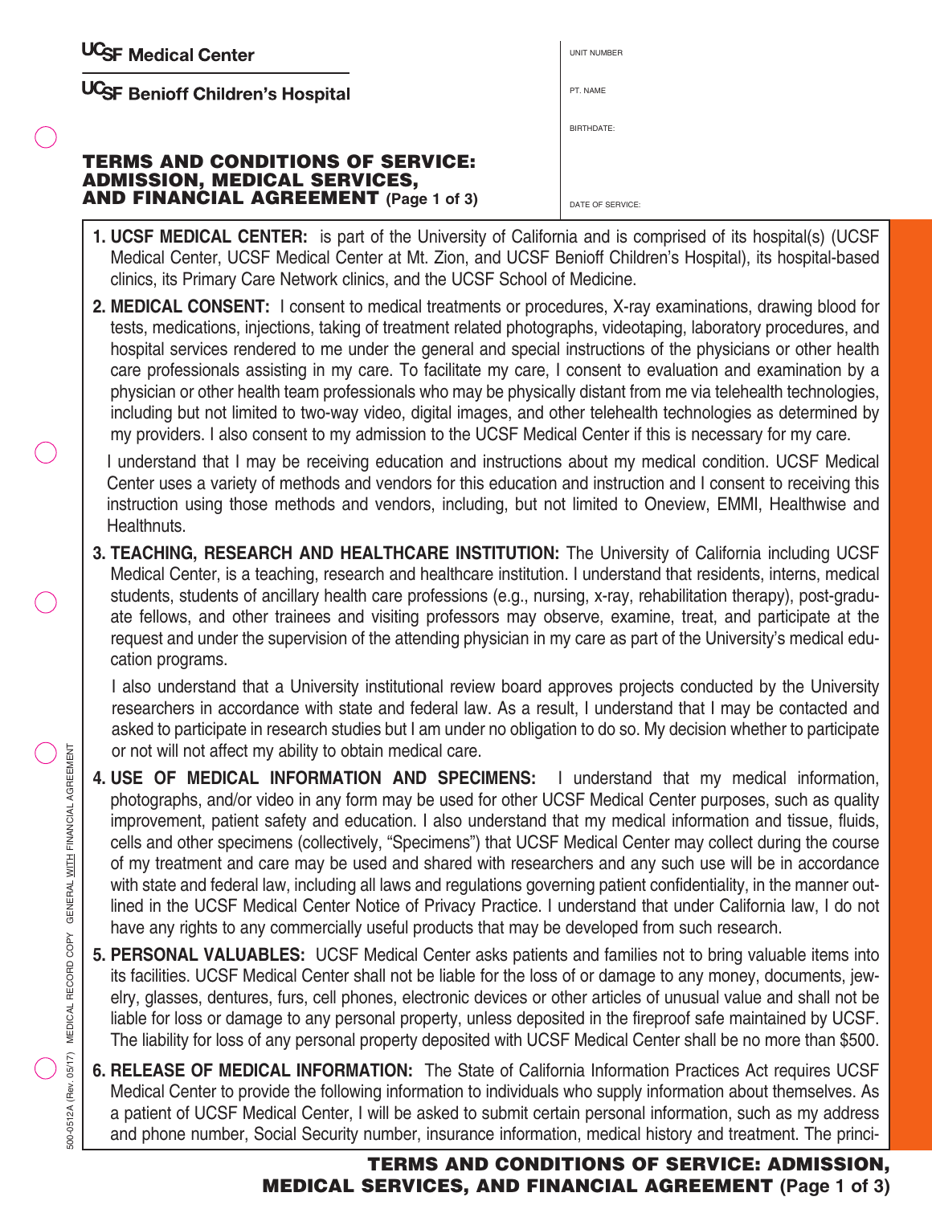UCSF Medical Center

UCSF Benioff Children's Hospital

UNIT NUMBER

PT. NAME

BIRTHDATE:

DATE OF SERVICE:

# TERMS AND CONDITIONS OF SERVICE: ADMISSION, MEDICAL SERVICES, AND FINANCIAL AGREEMENT (Page 1 of 3)

1. **UCSF MEDICAL CENTER:** is part of the University of California and is comprised of its hospital(s) (UCSF Medical Center, UCSF Medical Center at Mt. Zion, and UCSF Benioff Children's Hospital), its hospital-based clinics, its Primary Care Network clinics, and the UCSF School of Medicine.

2. **MEDICAL CONSENT:** I consent to medical treatments or procedures, X-ray examinations, drawing blood for tests, medications, injections, taking of treatment related photographs, videotaping, laboratory procedures, and hospital services rendered to me under the general and special instructions of the physicians or other health care professionals assisting in my care. To facilitate my care, I consent to evaluation and examination by a physician or other health team professionals who may be physically distant from me via telehealth technologies, including but not limited to two-way video, digital images, and other telehealth technologies as determined by my providers. I also consent to my admission to the UCSF Medical Center if this is necessary for my care.

   I understand that I may be receiving education and instructions about my medical condition. UCSF Medical Center uses a variety of methods and vendors for this education and instruction and I consent to receiving this instruction using those methods and vendors, including, but not limited to Oneview, EMMI, Healthwise and Healthnuts.

3. **TEACHING, RESEARCH AND HEALTHCARE INSTITUTION:** The University of California including UCSF Medical Center, is a teaching, research and healthcare institution. I understand that residents, interns, medical students, students of ancillary health care professions (e.g., nursing, x-ray, rehabilitation therapy), post-graduate fellows, and other trainees and visiting professors may observe, examine, treat, and participate at the request and under the supervision of the attending physician in my care as part of the University's medical education programs.

   I also understand that a University institutional review board approves projects conducted by the University researchers in accordance with state and federal law. As a result, I understand that I may be contacted and asked to participate in research studies but I am under no obligation to do so. My decision whether to participate or not will not affect my ability to obtain medical care.

4. **USE OF MEDICAL INFORMATION AND SPECIMENS:** I understand that my medical information, photographs, and/or video in any form may be used for other UCSF Medical Center purposes, such as quality improvement, patient safety and education. I also understand that my medical information and tissue, fluids, cells and other specimens (collectively, "Specimens") that UCSF Medical Center may collect during the course of my treatment and care may be used and shared with researchers and any such use will be in accordance with state and federal law, including all laws and regulations governing patient confidentiality, in the manner outlined in the UCSF Medical Center Notice of Privacy Practice. I understand that under California law, I do not have any rights to any commercially useful products that may be developed from such research.

5. **PERSONAL VALUABLES:** UCSF Medical Center asks patients and families not to bring valuable items into its facilities. UCSF Medical Center shall not be liable for the loss of or damage to any money, documents, jewelry, glasses, dentures, furs, cell phones, electronic devices or other articles of unusual value and shall not be liable for loss or damage to any personal property, unless deposited in the fireproof safe maintained by UCSF. The liability for loss of any personal property deposited with UCSF Medical Center shall be no more than $500.

6. **RELEASE OF MEDICAL INFORMATION:** The State of California Information Practices Act requires UCSF Medical Center to provide the following information to individuals who supply information about themselves. As a patient of UCSF Medical Center, I will be asked to submit certain personal information, such as my address and phone number, Social Security number, insurance information, medical history and treatment. The princi-

500-0512A (Rev. 05/17) MEDICAL RECORD COPY GENERAL WITH FINANCIAL AGREEMENT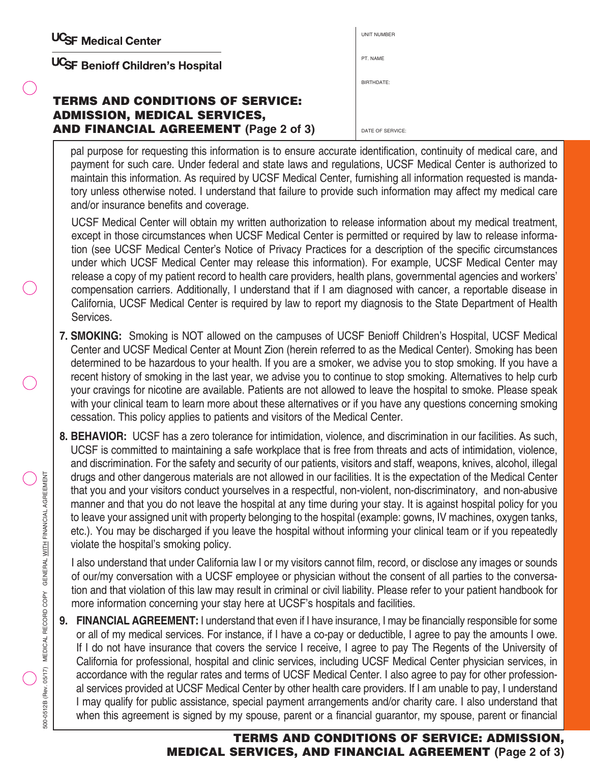pal purpose for requesting this information is to ensure accurate identification, continuity of medical care, and payment for such care. Under federal and state laws and regulations, UCSF Medical Center is authorized to maintain this information. As required by UCSF Medical Center, furnishing all information requested is mandatory unless otherwise noted. I understand that failure to provide such information may affect my medical care and/or insurance benefits and coverage.

UCSF Medical Center will obtain my written authorization to release information about my medical treatment, except in those circumstances when UCSF Medical Center is permitted or required by law to release information (see UCSF Medical Center's Notice of Privacy Practices for a description of the specific circumstances under which UCSF Medical Center may release this information). For example, UCSF Medical Center may release a copy of my patient record to health care providers, health plans, governmental agencies and workers' compensation carriers. Additionally, I understand that if I am diagnosed with cancer, a reportable disease in California, UCSF Medical Center is required by law to report my diagnosis to the State Department of Health Services.

7. **SMOKING:** Smoking is NOT allowed on the campuses of UCSF Benioff Children's Hospital, UCSF Medical Center and UCSF Medical Center at Mount Zion (herein referred to as the Medical Center). Smoking has been determined to be hazardous to your health. If you are a smoker, we advise you to stop smoking. If you have a recent history of smoking in the last year, we advise you to continue to stop smoking. Alternatives to help curb your cravings for nicotine are available. Patients are not allowed to leave the hospital to smoke. Please speak with your clinical team to learn more about these alternatives or if you have any questions concerning smoking cessation. This policy applies to patients and visitors of the Medical Center.

8. **BEHAVIOR:** UCSF has a zero tolerance for intimidation, violence, and discrimination in our facilities. As such, UCSF is committed to maintaining a safe workplace that is free from threats and acts of intimidation, violence, and discrimination. For the safety and security of our patients, visitors and staff, weapons, knives, alcohol, illegal drugs and other dangerous materials are not allowed in our facilities. It is the expectation of the Medical Center that you and your visitors conduct yourselves in a respectful, non-violent, non-discriminatory, and non-abusive manner and that you do not leave the hospital at any time during your stay. It is against hospital policy for you to leave your assigned unit with property belonging to the hospital (example: gowns, IV machines, oxygen tanks, etc.). You may be discharged if you leave the hospital without informing your clinical team or if you repeatedly violate the hospital's smoking policy.

   I also understand that under California law I or my visitors cannot film, record, or disclose any images or sounds of our/my conversation with a UCSF employee or physician without the consent of all parties to the conversation and that violation of this law may result in criminal or civil liability. Please refer to your patient handbook for more information concerning your stay here at UCSF's hospitals and facilities.

9. **FINANCIAL AGREEMENT:** I understand that even if I have insurance, I may be financially responsible for some or all of my medical services. For instance, if I have a co-pay or deductible, I agree to pay the amounts I owe. If I do not have insurance that covers the service I receive, I agree to pay The Regents of the University of California for professional, hospital and clinic services, including UCSF Medical Center physician services, in accordance with the regular rates and terms of UCSF Medical Center. I also agree to pay for other professional services provided at UCSF Medical Center by other health care providers. If I am unable to pay, I understand I may qualify for public assistance, special payment arrangements and/or charity care. I also understand that when this agreement is signed by my spouse, parent or a financial guarantor, my spouse, parent or financial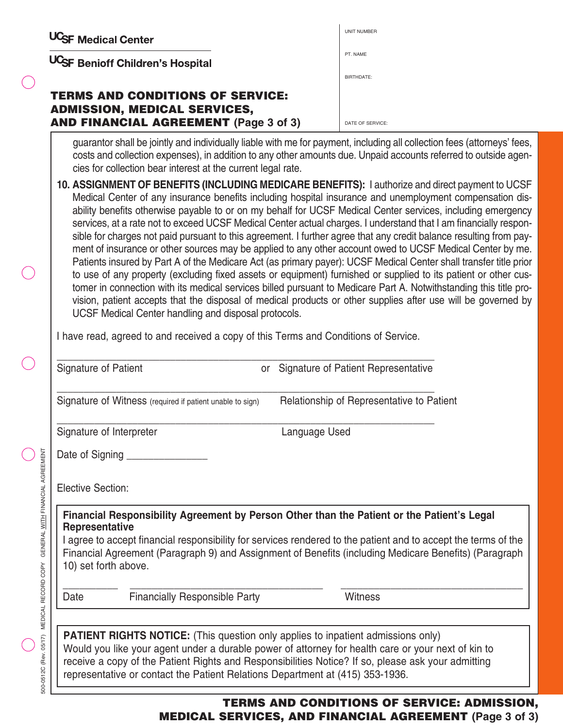UCSF Medical Center

UCSF Benioff Children's Hospital

# TERMS AND CONDITIONS OF SERVICE: ADMISSION, MEDICAL SERVICES, AND FINANCIAL AGREEMENT (Page 3 of 3)

UNIT NUMBER

PT. NAME

BIRTHDATE:

DATE OF SERVICE:

guarantor shall be jointly and individually liable with me for payment, including all collection fees (attorneys' fees, costs and collection expenses), in addition to any other amounts due. Unpaid accounts referred to outside agencies for collection bear interest at the current legal rate.

**10. ASSIGNMENT OF BENEFITS (INCLUDING MEDICARE BENEFITS):** I authorize and direct payment to UCSF Medical Center of any insurance benefits including hospital insurance and unemployment compensation disability benefits otherwise payable to or on my behalf for UCSF Medical Center services, including emergency services, at a rate not to exceed UCSF Medical Center actual charges. I understand that I am financially responsible for charges not paid pursuant to this agreement. I further agree that any credit balance resulting from payment of insurance or other sources may be applied to any other account owed to UCSF Medical Center by me. Patients insured by Part A of the Medicare Act (as primary payer): UCSF Medical Center shall transfer title prior to use of any property (excluding fixed assets or equipment) furnished or supplied to its patient or other customer in connection with its medical services billed pursuant to Medicare Part A. Notwithstanding this title provision, patient accepts that the disposal of medical products or other supplies after use will be governed by UCSF Medical Center handling and disposal protocols.

I have read, agreed to and received a copy of this Terms and Conditions of Service.

______________________________________________________________________

Signature of Patient or Signature of Patient Representative

______________________________________________________________________

Signature of Witness (required if patient unable to sign) Relationship of Representative to Patient

______________________________________________________________________

Signature of Interpreter Language Used

Date of Signing _______________

Elective Section:

**Financial Responsibility Agreement by Person Other than the Patient or the Patient's Legal Representative**

I agree to accept financial responsibility for services rendered to the patient and to accept the terms of the Financial Agreement (Paragraph 9) and Assignment of Benefits (including Medicare Benefits) (Paragraph 10) set forth above.

__________ ____________________________________ ____________________________________

Date Financially Responsible Party Witness

**PATIENT RIGHTS NOTICE:** (This question only applies to inpatient admissions only)
Would you like your agent under a durable power of attorney for health care or your next of kin to receive a copy of the Patient Rights and Responsibilities Notice? If so, please ask your admitting representative or contact the Patient Relations Department at (415) 353-1936.

500-0512C (Rev. 05/17) MEDICAL RECORD COPY GENERAL WITH FINANCIAL AGREEMENT